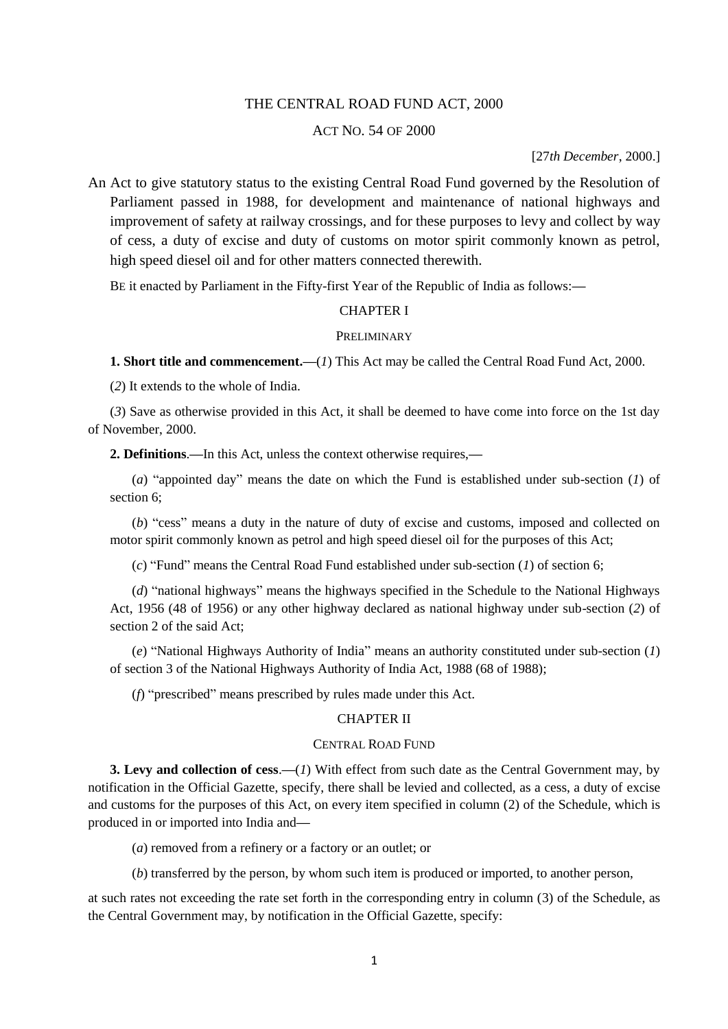# THE CENTRAL ROAD FUND ACT, 2000

ACT NO. 54 OF 2000

[27*th December*, 2000.]

An Act to give statutory status to the existing Central Road Fund governed by the Resolution of Parliament passed in 1988, for development and maintenance of national highways and improvement of safety at railway crossings, and for these purposes to levy and collect by way of cess, a duty of excise and duty of customs on motor spirit commonly known as petrol, high speed diesel oil and for other matters connected therewith.

BE it enacted by Parliament in the Fifty-first Year of the Republic of India as follows:—

## CHAPTER I

### PRELIMINARY

**1. Short title and commencement.**—(*1*) This Act may be called the Central Road Fund Act, 2000.

(*2*) It extends to the whole of India.

(*3*) Save as otherwise provided in this Act, it shall be deemed to have come into force on the 1st day of November, 2000.

**2. Definitions**.—In this Act, unless the context otherwise requires,—

(*a*) "appointed day" means the date on which the Fund is established under sub-section (*1*) of section 6;

(*b*) "cess" means a duty in the nature of duty of excise and customs, imposed and collected on motor spirit commonly known as petrol and high speed diesel oil for the purposes of this Act;

(*c*) "Fund" means the Central Road Fund established under sub-section (*1*) of section 6;

(*d*) "national highways" means the highways specified in the Schedule to the National Highways Act, 1956 (48 of 1956) or any other highway declared as national highway under sub-section (*2*) of section 2 of the said Act;

(*e*) "National Highways Authority of India" means an authority constituted under sub-section (*1*) of section 3 of the National Highways Authority of India Act, 1988 (68 of 1988);

(*f*) "prescribed" means prescribed by rules made under this Act.

## CHAPTER II

### CENTRAL ROAD FUND

**3. Levy and collection of cess**.—(*1*) With effect from such date as the Central Government may, by notification in the Official Gazette, specify, there shall be levied and collected, as a cess, a duty of excise and customs for the purposes of this Act, on every item specified in column (2) of the Schedule, which is produced in or imported into India and—

(*a*) removed from a refinery or a factory or an outlet; or

(*b*) transferred by the person, by whom such item is produced or imported, to another person,

at such rates not exceeding the rate set forth in the corresponding entry in column (3) of the Schedule, as the Central Government may, by notification in the Official Gazette, specify: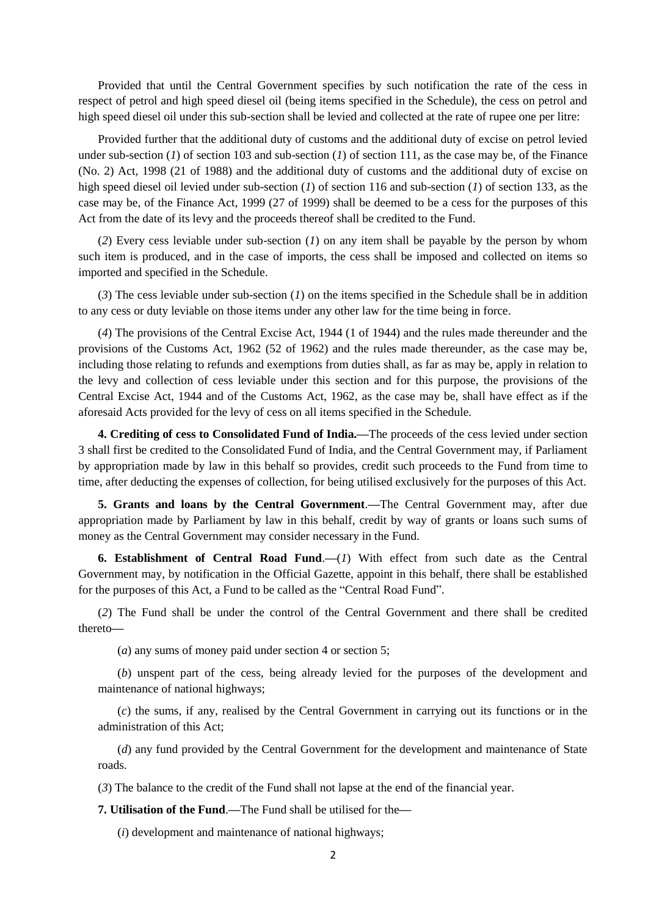Provided that until the Central Government specifies by such notification the rate of the cess in respect of petrol and high speed diesel oil (being items specified in the Schedule), the cess on petrol and high speed diesel oil under this sub-section shall be levied and collected at the rate of rupee one per litre:

Provided further that the additional duty of customs and the additional duty of excise on petrol levied under sub-section (*1*) of section 103 and sub-section (*1*) of section 111, as the case may be, of the Finance (No. 2) Act, 1998 (21 of 1988) and the additional duty of customs and the additional duty of excise on high speed diesel oil levied under sub-section (*1*) of section 116 and sub-section (*1*) of section 133, as the case may be, of the Finance Act, 1999 (27 of 1999) shall be deemed to be a cess for the purposes of this Act from the date of its levy and the proceeds thereof shall be credited to the Fund.

(*2*) Every cess leviable under sub-section (*1*) on any item shall be payable by the person by whom such item is produced, and in the case of imports, the cess shall be imposed and collected on items so imported and specified in the Schedule.

(*3*) The cess leviable under sub-section (*1*) on the items specified in the Schedule shall be in addition to any cess or duty leviable on those items under any other law for the time being in force.

(*4*) The provisions of the Central Excise Act, 1944 (1 of 1944) and the rules made thereunder and the provisions of the Customs Act, 1962 (52 of 1962) and the rules made thereunder, as the case may be, including those relating to refunds and exemptions from duties shall, as far as may be, apply in relation to the levy and collection of cess leviable under this section and for this purpose, the provisions of the Central Excise Act, 1944 and of the Customs Act, 1962, as the case may be, shall have effect as if the aforesaid Acts provided for the levy of cess on all items specified in the Schedule.

**4. Crediting of cess to Consolidated Fund of India.—**The proceeds of the cess levied under section 3 shall first be credited to the Consolidated Fund of India, and the Central Government may, if Parliament by appropriation made by law in this behalf so provides, credit such proceeds to the Fund from time to time, after deducting the expenses of collection, for being utilised exclusively for the purposes of this Act.

**5. Grants and loans by the Central Government.—**The Central Government may, after due appropriation made by Parliament by law in this behalf, credit by way of grants or loans such sums of money as the Central Government may consider necessary in the Fund.

**6. Establishment of Central Road Fund.—**(*1*) With effect from such date as the Central Government may, by notification in the Official Gazette, appoint in this behalf, there shall be established for the purposes of this Act, a Fund to be called as the "Central Road Fund".

(*2*) The Fund shall be under the control of the Central Government and there shall be credited thereto—

(*a*) any sums of money paid under section 4 or section 5;

(*b*) unspent part of the cess, being already levied for the purposes of the development and maintenance of national highways;

(*c*) the sums, if any, realised by the Central Government in carrying out its functions or in the administration of this Act;

(*d*) any fund provided by the Central Government for the development and maintenance of State roads.

(*3*) The balance to the credit of the Fund shall not lapse at the end of the financial year.

**7. Utilisation of the Fund.—**The Fund shall be utilised for the—

(*i*) development and maintenance of national highways;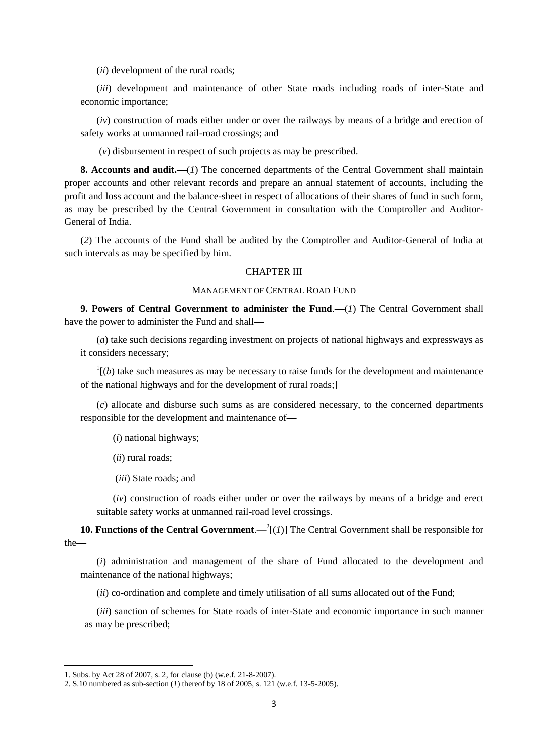(*ii*) development of the rural roads;

(*iii*) development and maintenance of other State roads including roads of inter-State and economic importance;

(*iv*) construction of roads either under or over the railways by means of a bridge and erection of safety works at unmanned rail-road crossings; and

(*v*) disbursement in respect of such projects as may be prescribed.

**8. Accounts and audit.—**(*1*) The concerned departments of the Central Government shall maintain proper accounts and other relevant records and prepare an annual statement of accounts, including the profit and loss account and the balance-sheet in respect of allocations of their shares of fund in such form, as may be prescribed by the Central Government in consultation with the Comptroller and Auditor-General of India.

(*2*) The accounts of the Fund shall be audited by the Comptroller and Auditor-General of India at such intervals as may be specified by him.

## CHAPTER III

### MANAGEMENT OF CENTRAL ROAD FUND

**9. Powers of Central Government to administer the Fund.—**(*1*) The Central Government shall have the power to administer the Fund and shall—

(*a*) take such decisions regarding investment on projects of national highways and expressways as it considers necessary;

[1][(*b*) take such measures as may be necessary to raise funds for the development and maintenance of the national highways and for the development of rural roads;]

(*c*) allocate and disburse such sums as are considered necessary, to the concerned departments responsible for the development and maintenance of—

(*i*) national highways;

(*ii*) rural roads;

(*iii*) State roads; and

(*iv*) construction of roads either under or over the railways by means of a bridge and erect suitable safety works at unmanned rail-road level crossings.

**10. Functions of the Central Government.**—[2][(*1*)] The Central Government shall be responsible for the—

(*i*) administration and management of the share of Fund allocated to the development and maintenance of the national highways;

(*ii*) co-ordination and complete and timely utilisation of all sums allocated out of the Fund;

(*iii*) sanction of schemes for State roads of inter-State and economic importance in such manner as may be prescribed;

---

1. Subs. by Act 28 of 2007, s. 2, for clause (b) (w.e.f. 21-8-2007).
2. S.10 numbered as sub-section (*1*) thereof by 18 of 2005, s. 121 (w.e.f. 13-5-2005).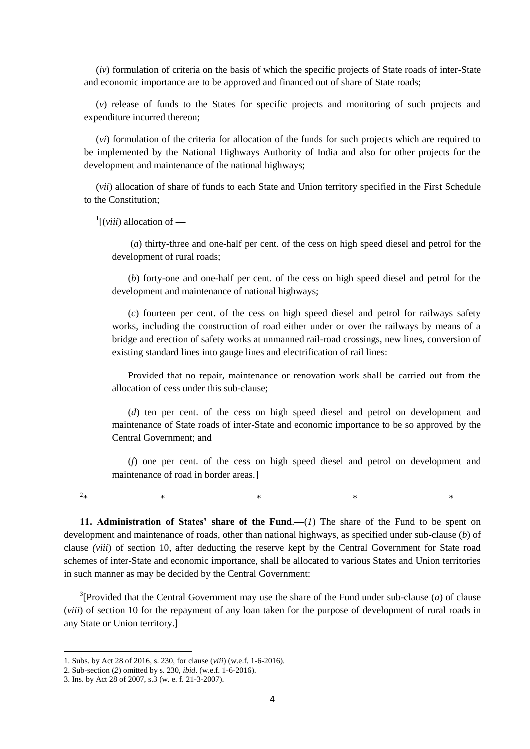(*iv*) formulation of criteria on the basis of which the specific projects of State roads of inter-State and economic importance are to be approved and financed out of share of State roads;

(*v*) release of funds to the States for specific projects and monitoring of such projects and expenditure incurred thereon;

(*vi*) formulation of the criteria for allocation of the funds for such projects which are required to be implemented by the National Highways Authority of India and also for other projects for the development and maintenance of the national highways;

(*vii*) allocation of share of funds to each State and Union territory specified in the First Schedule to the Constitution;

[1][(*viii*) allocation of —

(*a*) thirty-three and one-half per cent. of the cess on high speed diesel and petrol for the development of rural roads;

(*b*) forty-one and one-half per cent. of the cess on high speed diesel and petrol for the development and maintenance of national highways;

(*c*) fourteen per cent. of the cess on high speed diesel and petrol for railways safety works, including the construction of road either under or over the railways by means of a bridge and erection of safety works at unmanned rail-road crossings, new lines, conversion of existing standard lines into gauge lines and electrification of rail lines:

Provided that no repair, maintenance or renovation work shall be carried out from the allocation of cess under this sub-clause;

(*d*) ten per cent. of the cess on high speed diesel and petrol on development and maintenance of State roads of inter-State and economic importance to be so approved by the Central Government; and

(*f*) one per cent. of the cess on high speed diesel and petrol on development and maintenance of road in border areas.]

[2]* * * * *

**11. Administration of States' share of the Fund.**—(*1*) The share of the Fund to be spent on development and maintenance of roads, other than national highways, as specified under sub-clause (*b*) of clause *(viii*) of section 10, after deducting the reserve kept by the Central Government for State road schemes of inter-State and economic importance, shall be allocated to various States and Union territories in such manner as may be decided by the Central Government:

[3][Provided that the Central Government may use the share of the Fund under sub-clause (*a*) of clause (*viii*) of section 10 for the repayment of any loan taken for the purpose of development of rural roads in any State or Union territory.]

---

1. Subs. by Act 28 of 2016, s. 230, for clause (*viii*) (w.e.f. 1-6-2016).
2. Sub-section (*2*) omitted by s. 230, *ibid*. (w.e.f. 1-6-2016).
3. Ins. by Act 28 of 2007, s.3 (w. e. f. 21-3-2007).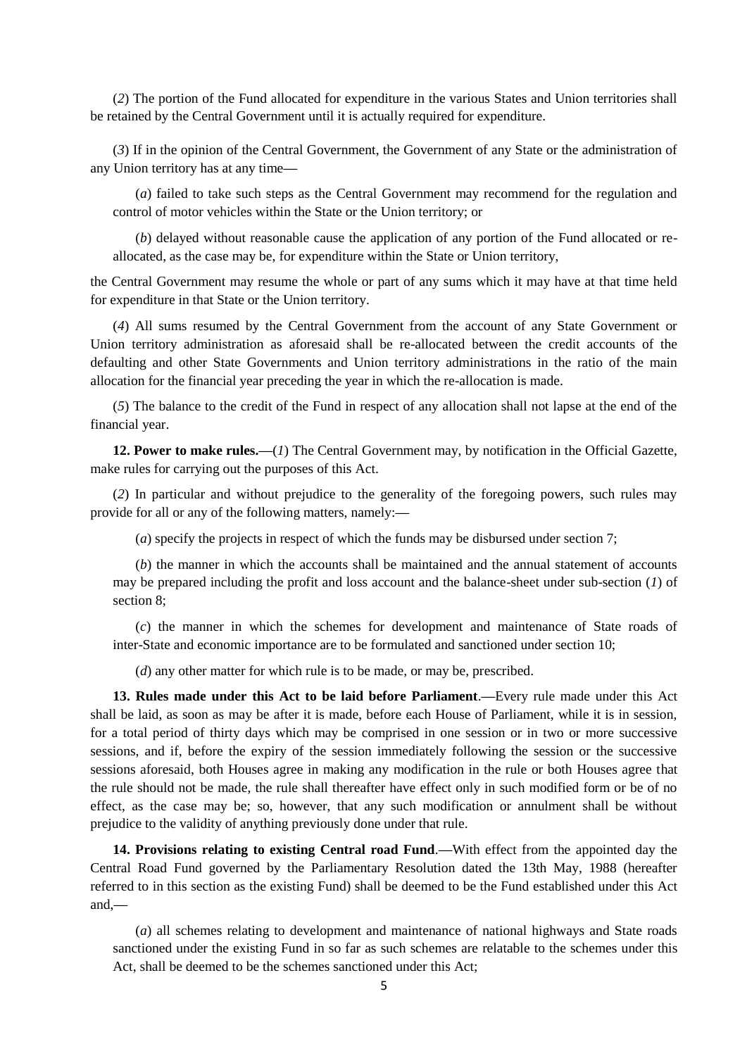(*2*) The portion of the Fund allocated for expenditure in the various States and Union territories shall be retained by the Central Government until it is actually required for expenditure.

(*3*) If in the opinion of the Central Government, the Government of any State or the administration of any Union territory has at any time—

(*a*) failed to take such steps as the Central Government may recommend for the regulation and control of motor vehicles within the State or the Union territory; or

(*b*) delayed without reasonable cause the application of any portion of the Fund allocated or re-allocated, as the case may be, for expenditure within the State or Union territory,

the Central Government may resume the whole or part of any sums which it may have at that time held for expenditure in that State or the Union territory.

(*4*) All sums resumed by the Central Government from the account of any State Government or Union territory administration as aforesaid shall be re-allocated between the credit accounts of the defaulting and other State Governments and Union territory administrations in the ratio of the main allocation for the financial year preceding the year in which the re-allocation is made.

(*5*) The balance to the credit of the Fund in respect of any allocation shall not lapse at the end of the financial year.

**12. Power to make rules.**—(*1*) The Central Government may, by notification in the Official Gazette, make rules for carrying out the purposes of this Act.

(*2*) In particular and without prejudice to the generality of the foregoing powers, such rules may provide for all or any of the following matters, namely:—

(*a*) specify the projects in respect of which the funds may be disbursed under section 7;

(*b*) the manner in which the accounts shall be maintained and the annual statement of accounts may be prepared including the profit and loss account and the balance-sheet under sub-section (*1*) of section 8;

(*c*) the manner in which the schemes for development and maintenance of State roads of inter-State and economic importance are to be formulated and sanctioned under section 10;

(*d*) any other matter for which rule is to be made, or may be, prescribed.

**13. Rules made under this Act to be laid before Parliament**.—Every rule made under this Act shall be laid, as soon as may be after it is made, before each House of Parliament, while it is in session, for a total period of thirty days which may be comprised in one session or in two or more successive sessions, and if, before the expiry of the session immediately following the session or the successive sessions aforesaid, both Houses agree in making any modification in the rule or both Houses agree that the rule should not be made, the rule shall thereafter have effect only in such modified form or be of no effect, as the case may be; so, however, that any such modification or annulment shall be without prejudice to the validity of anything previously done under that rule.

**14. Provisions relating to existing Central road Fund**.—With effect from the appointed day the Central Road Fund governed by the Parliamentary Resolution dated the 13th May, 1988 (hereafter referred to in this section as the existing Fund) shall be deemed to be the Fund established under this Act and,—

(*a*) all schemes relating to development and maintenance of national highways and State roads sanctioned under the existing Fund in so far as such schemes are relatable to the schemes under this Act, shall be deemed to be the schemes sanctioned under this Act;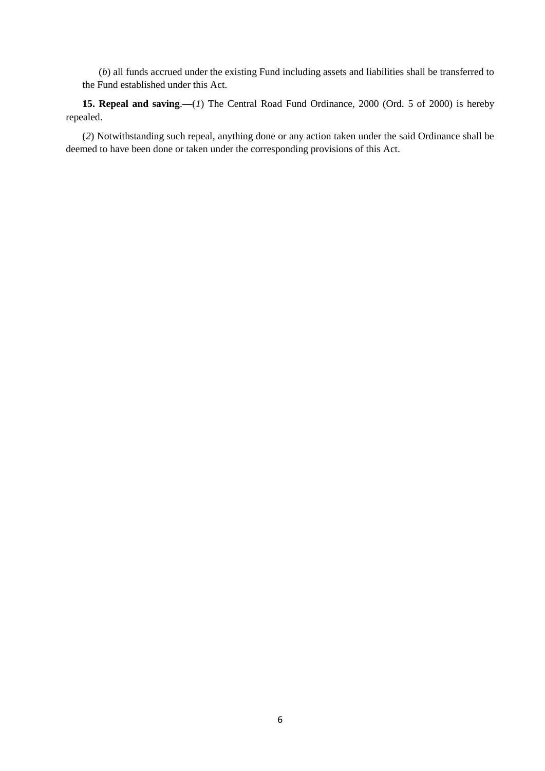(*b*) all funds accrued under the existing Fund including assets and liabilities shall be transferred to the Fund established under this Act.

**15. Repeal and saving**.—(*1*) The Central Road Fund Ordinance, 2000 (Ord. 5 of 2000) is hereby repealed.

(*2*) Notwithstanding such repeal, anything done or any action taken under the said Ordinance shall be deemed to have been done or taken under the corresponding provisions of this Act.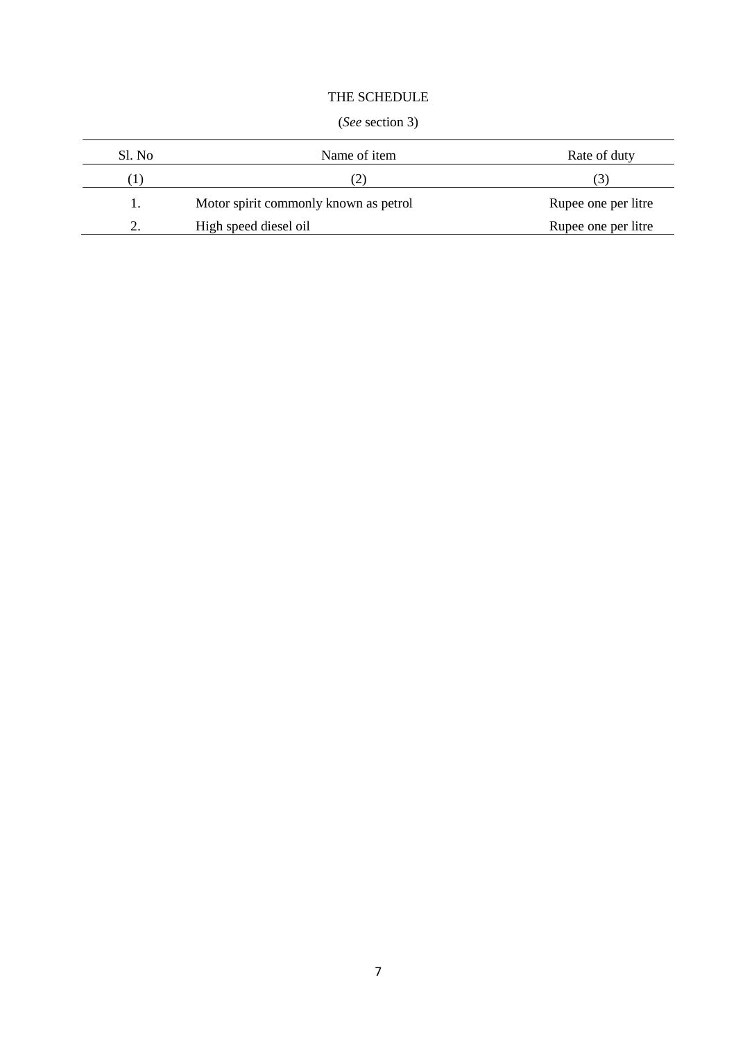# THE SCHEDULE

(*See* section 3)

| Sl. No | Name of item | Rate of duty |
|---|---|---|
| (1) | (2) | (3) |
| 1. | Motor spirit commonly known as petrol | Rupee one per litre |
| 2. | High speed diesel oil | Rupee one per litre |